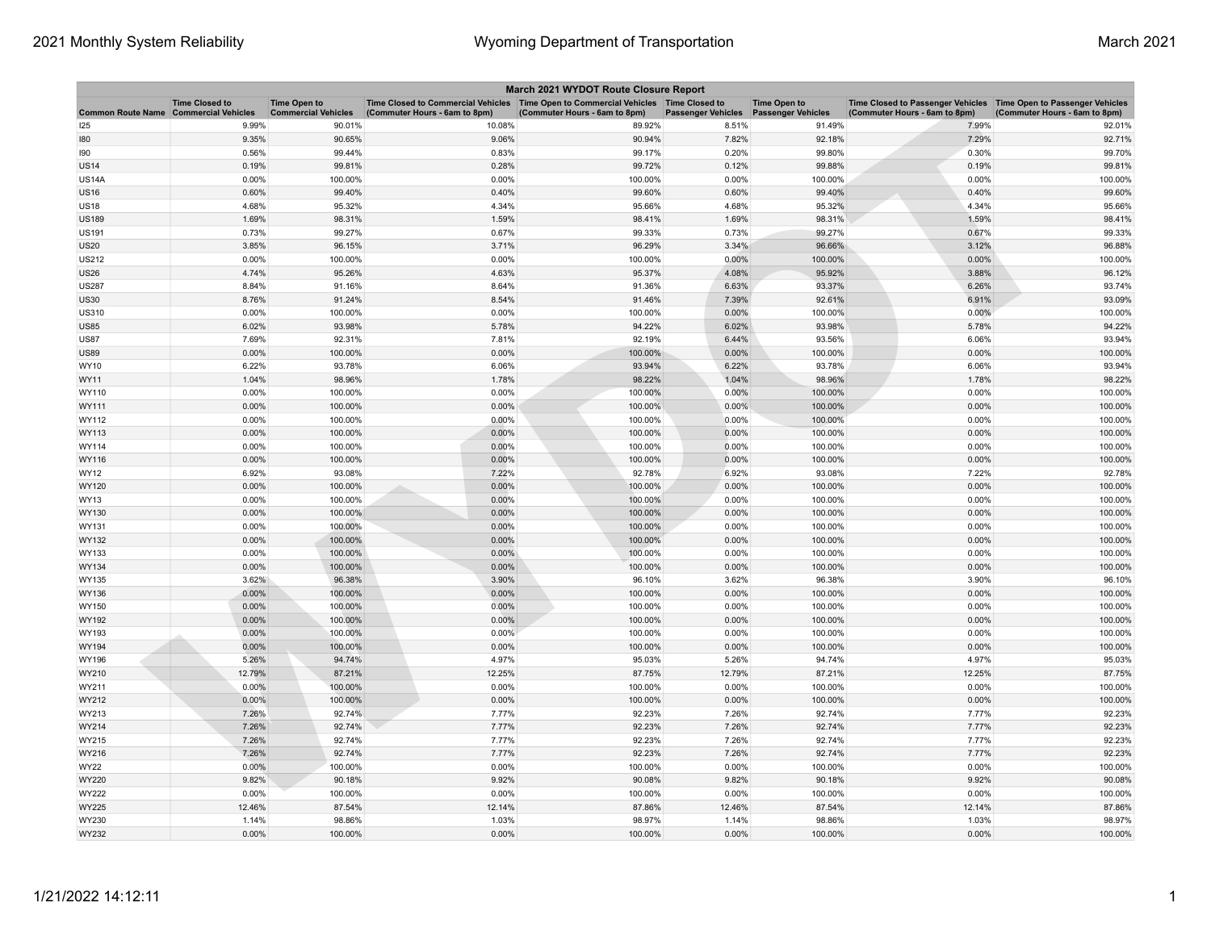## March 2021 WYDOT Route Closure Report

| Common Route Name | Time Closed to Commercial Vehicles | Time Open to Commercial Vehicles | Time Closed to Commercial Vehicles (Commuter Hours - 6am to 8pm) | Time Open to Commercial Vehicles (Commuter Hours - 6am to 8pm) | Time Closed to Passenger Vehicles | Time Open to Passenger Vehicles | Time Closed to Passenger Vehicles (Commuter Hours - 6am to 8pm) | Time Open to Passenger Vehicles (Commuter Hours - 6am to 8pm) |
|---|---|---|---|---|---|---|---|---|
| I25 | 9.99% | 90.01% | 10.08% | 89.92% | 8.51% | 91.49% | 7.99% | 92.01% |
| I80 | 9.35% | 90.65% | 9.06% | 90.94% | 7.82% | 92.18% | 7.29% | 92.71% |
| I90 | 0.56% | 99.44% | 0.83% | 99.17% | 0.20% | 99.80% | 0.30% | 99.70% |
| US14 | 0.19% | 99.81% | 0.28% | 99.72% | 0.12% | 99.88% | 0.19% | 99.81% |
| US14A | 0.00% | 100.00% | 0.00% | 100.00% | 0.00% | 100.00% | 0.00% | 100.00% |
| US16 | 0.60% | 99.40% | 0.40% | 99.60% | 0.60% | 99.40% | 0.40% | 99.60% |
| US18 | 4.68% | 95.32% | 4.34% | 95.66% | 4.68% | 95.32% | 4.34% | 95.66% |
| US189 | 1.69% | 98.31% | 1.59% | 98.41% | 1.69% | 98.31% | 1.59% | 98.41% |
| US191 | 0.73% | 99.27% | 0.67% | 99.33% | 0.73% | 99.27% | 0.67% | 99.33% |
| US20 | 3.85% | 96.15% | 3.71% | 96.29% | 3.34% | 96.66% | 3.12% | 96.88% |
| US212 | 0.00% | 100.00% | 0.00% | 100.00% | 0.00% | 100.00% | 0.00% | 100.00% |
| US26 | 4.74% | 95.26% | 4.63% | 95.37% | 4.08% | 95.92% | 3.88% | 96.12% |
| US287 | 8.84% | 91.16% | 8.64% | 91.36% | 6.63% | 93.37% | 6.26% | 93.74% |
| US30 | 8.76% | 91.24% | 8.54% | 91.46% | 7.39% | 92.61% | 6.91% | 93.09% |
| US310 | 0.00% | 100.00% | 0.00% | 100.00% | 0.00% | 100.00% | 0.00% | 100.00% |
| US85 | 6.02% | 93.98% | 5.78% | 94.22% | 6.02% | 93.98% | 5.78% | 94.22% |
| US87 | 7.69% | 92.31% | 7.81% | 92.19% | 6.44% | 93.56% | 6.06% | 93.94% |
| US89 | 0.00% | 100.00% | 0.00% | 100.00% | 0.00% | 100.00% | 0.00% | 100.00% |
| WY10 | 6.22% | 93.78% | 6.06% | 93.94% | 6.22% | 93.78% | 6.06% | 93.94% |
| WY11 | 1.04% | 98.96% | 1.78% | 98.22% | 1.04% | 98.96% | 1.78% | 98.22% |
| WY110 | 0.00% | 100.00% | 0.00% | 100.00% | 0.00% | 100.00% | 0.00% | 100.00% |
| WY111 | 0.00% | 100.00% | 0.00% | 100.00% | 0.00% | 100.00% | 0.00% | 100.00% |
| WY112 | 0.00% | 100.00% | 0.00% | 100.00% | 0.00% | 100.00% | 0.00% | 100.00% |
| WY113 | 0.00% | 100.00% | 0.00% | 100.00% | 0.00% | 100.00% | 0.00% | 100.00% |
| WY114 | 0.00% | 100.00% | 0.00% | 100.00% | 0.00% | 100.00% | 0.00% | 100.00% |
| WY116 | 0.00% | 100.00% | 0.00% | 100.00% | 0.00% | 100.00% | 0.00% | 100.00% |
| WY12 | 6.92% | 93.08% | 7.22% | 92.78% | 6.92% | 93.08% | 7.22% | 92.78% |
| WY120 | 0.00% | 100.00% | 0.00% | 100.00% | 0.00% | 100.00% | 0.00% | 100.00% |
| WY13 | 0.00% | 100.00% | 0.00% | 100.00% | 0.00% | 100.00% | 0.00% | 100.00% |
| WY130 | 0.00% | 100.00% | 0.00% | 100.00% | 0.00% | 100.00% | 0.00% | 100.00% |
| WY131 | 0.00% | 100.00% | 0.00% | 100.00% | 0.00% | 100.00% | 0.00% | 100.00% |
| WY132 | 0.00% | 100.00% | 0.00% | 100.00% | 0.00% | 100.00% | 0.00% | 100.00% |
| WY133 | 0.00% | 100.00% | 0.00% | 100.00% | 0.00% | 100.00% | 0.00% | 100.00% |
| WY134 | 0.00% | 100.00% | 0.00% | 100.00% | 0.00% | 100.00% | 0.00% | 100.00% |
| WY135 | 3.62% | 96.38% | 3.90% | 96.10% | 3.62% | 96.38% | 3.90% | 96.10% |
| WY136 | 0.00% | 100.00% | 0.00% | 100.00% | 0.00% | 100.00% | 0.00% | 100.00% |
| WY150 | 0.00% | 100.00% | 0.00% | 100.00% | 0.00% | 100.00% | 0.00% | 100.00% |
| WY192 | 0.00% | 100.00% | 0.00% | 100.00% | 0.00% | 100.00% | 0.00% | 100.00% |
| WY193 | 0.00% | 100.00% | 0.00% | 100.00% | 0.00% | 100.00% | 0.00% | 100.00% |
| WY194 | 0.00% | 100.00% | 0.00% | 100.00% | 0.00% | 100.00% | 0.00% | 100.00% |
| WY196 | 5.26% | 94.74% | 4.97% | 95.03% | 5.26% | 94.74% | 4.97% | 95.03% |
| WY210 | 12.79% | 87.21% | 12.25% | 87.75% | 12.79% | 87.21% | 12.25% | 87.75% |
| WY211 | 0.00% | 100.00% | 0.00% | 100.00% | 0.00% | 100.00% | 0.00% | 100.00% |
| WY212 | 0.00% | 100.00% | 0.00% | 100.00% | 0.00% | 100.00% | 0.00% | 100.00% |
| WY213 | 7.26% | 92.74% | 7.77% | 92.23% | 7.26% | 92.74% | 7.77% | 92.23% |
| WY214 | 7.26% | 92.74% | 7.77% | 92.23% | 7.26% | 92.74% | 7.77% | 92.23% |
| WY215 | 7.26% | 92.74% | 7.77% | 92.23% | 7.26% | 92.74% | 7.77% | 92.23% |
| WY216 | 7.26% | 92.74% | 7.77% | 92.23% | 7.26% | 92.74% | 7.77% | 92.23% |
| WY22 | 0.00% | 100.00% | 0.00% | 100.00% | 0.00% | 100.00% | 0.00% | 100.00% |
| WY220 | 9.82% | 90.18% | 9.92% | 90.08% | 9.82% | 90.18% | 9.92% | 90.08% |
| WY222 | 0.00% | 100.00% | 0.00% | 100.00% | 0.00% | 100.00% | 0.00% | 100.00% |
| WY225 | 12.46% | 87.54% | 12.14% | 87.86% | 12.46% | 87.54% | 12.14% | 87.86% |
| WY230 | 1.14% | 98.86% | 1.03% | 98.97% | 1.14% | 98.86% | 1.03% | 98.97% |
| WY232 | 0.00% | 100.00% | 0.00% | 100.00% | 0.00% | 100.00% | 0.00% | 100.00% |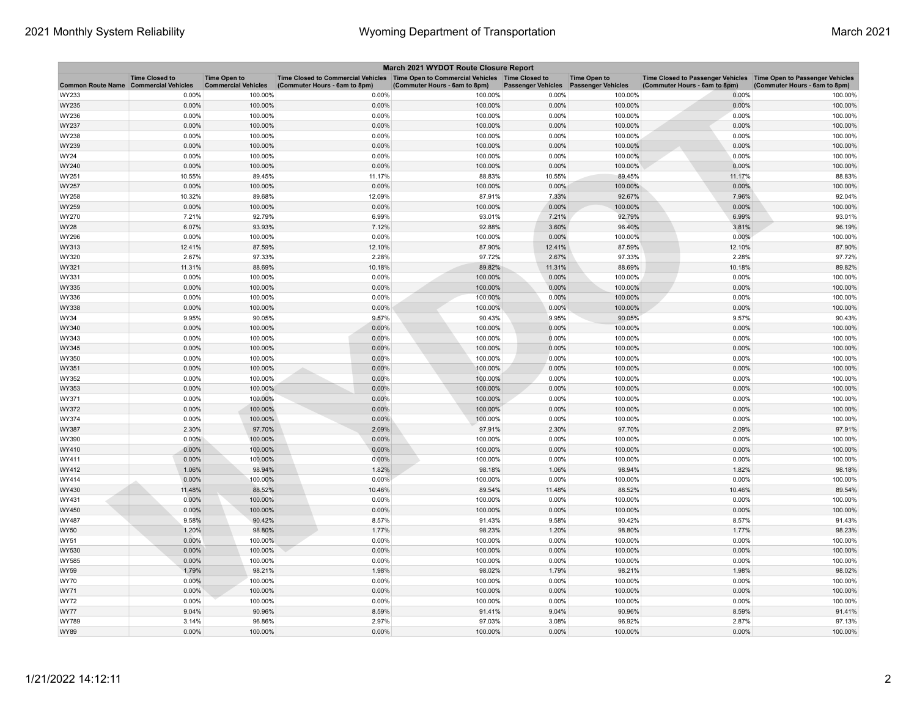| March 2021 WYDOT Route Closure Report | | | | | | | | |
|---|---|---|---|---|---|---|---|---|
| Common Route Name | Time Closed to Commercial Vehicles | Time Open to Commercial Vehicles | Time Closed to Commercial Vehicles (Commuter Hours - 6am to 8pm) | Time Open to Commercial Vehicles (Commuter Hours - 6am to 8pm) | Time Closed to Passenger Vehicles | Time Open to Passenger Vehicles | Time Closed to Passenger Vehicles (Commuter Hours - 6am to 8pm) | Time Open to Passenger Vehicles (Commuter Hours - 6am to 8pm) |
| WY233 | 0.00% | 100.00% | 0.00% | 100.00% | 0.00% | 100.00% | 0.00% | 100.00% |
| WY235 | 0.00% | 100.00% | 0.00% | 100.00% | 0.00% | 100.00% | 0.00% | 100.00% |
| WY236 | 0.00% | 100.00% | 0.00% | 100.00% | 0.00% | 100.00% | 0.00% | 100.00% |
| WY237 | 0.00% | 100.00% | 0.00% | 100.00% | 0.00% | 100.00% | 0.00% | 100.00% |
| WY238 | 0.00% | 100.00% | 0.00% | 100.00% | 0.00% | 100.00% | 0.00% | 100.00% |
| WY239 | 0.00% | 100.00% | 0.00% | 100.00% | 0.00% | 100.00% | 0.00% | 100.00% |
| WY24 | 0.00% | 100.00% | 0.00% | 100.00% | 0.00% | 100.00% | 0.00% | 100.00% |
| WY240 | 0.00% | 100.00% | 0.00% | 100.00% | 0.00% | 100.00% | 0.00% | 100.00% |
| WY251 | 10.55% | 89.45% | 11.17% | 88.83% | 10.55% | 89.45% | 11.17% | 88.83% |
| WY257 | 0.00% | 100.00% | 0.00% | 100.00% | 0.00% | 100.00% | 0.00% | 100.00% |
| WY258 | 10.32% | 89.68% | 12.09% | 87.91% | 7.33% | 92.67% | 7.96% | 92.04% |
| WY259 | 0.00% | 100.00% | 0.00% | 100.00% | 0.00% | 100.00% | 0.00% | 100.00% |
| WY270 | 7.21% | 92.79% | 6.99% | 93.01% | 7.21% | 92.79% | 6.99% | 93.01% |
| WY28 | 6.07% | 93.93% | 7.12% | 92.88% | 3.60% | 96.40% | 3.81% | 96.19% |
| WY296 | 0.00% | 100.00% | 0.00% | 100.00% | 0.00% | 100.00% | 0.00% | 100.00% |
| WY313 | 12.41% | 87.59% | 12.10% | 87.90% | 12.41% | 87.59% | 12.10% | 87.90% |
| WY320 | 2.67% | 97.33% | 2.28% | 97.72% | 2.67% | 97.33% | 2.28% | 97.72% |
| WY321 | 11.31% | 88.69% | 10.18% | 89.82% | 11.31% | 88.69% | 10.18% | 89.82% |
| WY331 | 0.00% | 100.00% | 0.00% | 100.00% | 0.00% | 100.00% | 0.00% | 100.00% |
| WY335 | 0.00% | 100.00% | 0.00% | 100.00% | 0.00% | 100.00% | 0.00% | 100.00% |
| WY336 | 0.00% | 100.00% | 0.00% | 100.00% | 0.00% | 100.00% | 0.00% | 100.00% |
| WY338 | 0.00% | 100.00% | 0.00% | 100.00% | 0.00% | 100.00% | 0.00% | 100.00% |
| WY34 | 9.95% | 90.05% | 9.57% | 90.43% | 9.95% | 90.05% | 9.57% | 90.43% |
| WY340 | 0.00% | 100.00% | 0.00% | 100.00% | 0.00% | 100.00% | 0.00% | 100.00% |
| WY343 | 0.00% | 100.00% | 0.00% | 100.00% | 0.00% | 100.00% | 0.00% | 100.00% |
| WY345 | 0.00% | 100.00% | 0.00% | 100.00% | 0.00% | 100.00% | 0.00% | 100.00% |
| WY350 | 0.00% | 100.00% | 0.00% | 100.00% | 0.00% | 100.00% | 0.00% | 100.00% |
| WY351 | 0.00% | 100.00% | 0.00% | 100.00% | 0.00% | 100.00% | 0.00% | 100.00% |
| WY352 | 0.00% | 100.00% | 0.00% | 100.00% | 0.00% | 100.00% | 0.00% | 100.00% |
| WY353 | 0.00% | 100.00% | 0.00% | 100.00% | 0.00% | 100.00% | 0.00% | 100.00% |
| WY371 | 0.00% | 100.00% | 0.00% | 100.00% | 0.00% | 100.00% | 0.00% | 100.00% |
| WY372 | 0.00% | 100.00% | 0.00% | 100.00% | 0.00% | 100.00% | 0.00% | 100.00% |
| WY374 | 0.00% | 100.00% | 0.00% | 100.00% | 0.00% | 100.00% | 0.00% | 100.00% |
| WY387 | 2.30% | 97.70% | 2.09% | 97.91% | 2.30% | 97.70% | 2.09% | 97.91% |
| WY390 | 0.00% | 100.00% | 0.00% | 100.00% | 0.00% | 100.00% | 0.00% | 100.00% |
| WY410 | 0.00% | 100.00% | 0.00% | 100.00% | 0.00% | 100.00% | 0.00% | 100.00% |
| WY411 | 0.00% | 100.00% | 0.00% | 100.00% | 0.00% | 100.00% | 0.00% | 100.00% |
| WY412 | 1.06% | 98.94% | 1.82% | 98.18% | 1.06% | 98.94% | 1.82% | 98.18% |
| WY414 | 0.00% | 100.00% | 0.00% | 100.00% | 0.00% | 100.00% | 0.00% | 100.00% |
| WY430 | 11.48% | 88.52% | 10.46% | 89.54% | 11.48% | 88.52% | 10.46% | 89.54% |
| WY431 | 0.00% | 100.00% | 0.00% | 100.00% | 0.00% | 100.00% | 0.00% | 100.00% |
| WY450 | 0.00% | 100.00% | 0.00% | 100.00% | 0.00% | 100.00% | 0.00% | 100.00% |
| WY487 | 9.58% | 90.42% | 8.57% | 91.43% | 9.58% | 90.42% | 8.57% | 91.43% |
| WY50 | 1.20% | 98.80% | 1.77% | 98.23% | 1.20% | 98.80% | 1.77% | 98.23% |
| WY51 | 0.00% | 100.00% | 0.00% | 100.00% | 0.00% | 100.00% | 0.00% | 100.00% |
| WY530 | 0.00% | 100.00% | 0.00% | 100.00% | 0.00% | 100.00% | 0.00% | 100.00% |
| WY585 | 0.00% | 100.00% | 0.00% | 100.00% | 0.00% | 100.00% | 0.00% | 100.00% |
| WY59 | 1.79% | 98.21% | 1.98% | 98.02% | 1.79% | 98.21% | 1.98% | 98.02% |
| WY70 | 0.00% | 100.00% | 0.00% | 100.00% | 0.00% | 100.00% | 0.00% | 100.00% |
| WY71 | 0.00% | 100.00% | 0.00% | 100.00% | 0.00% | 100.00% | 0.00% | 100.00% |
| WY72 | 0.00% | 100.00% | 0.00% | 100.00% | 0.00% | 100.00% | 0.00% | 100.00% |
| WY77 | 9.04% | 90.96% | 8.59% | 91.41% | 9.04% | 90.96% | 8.59% | 91.41% |
| WY789 | 3.14% | 96.86% | 2.97% | 97.03% | 3.08% | 96.92% | 2.87% | 97.13% |
| WY89 | 0.00% | 100.00% | 0.00% | 100.00% | 0.00% | 100.00% | 0.00% | 100.00% |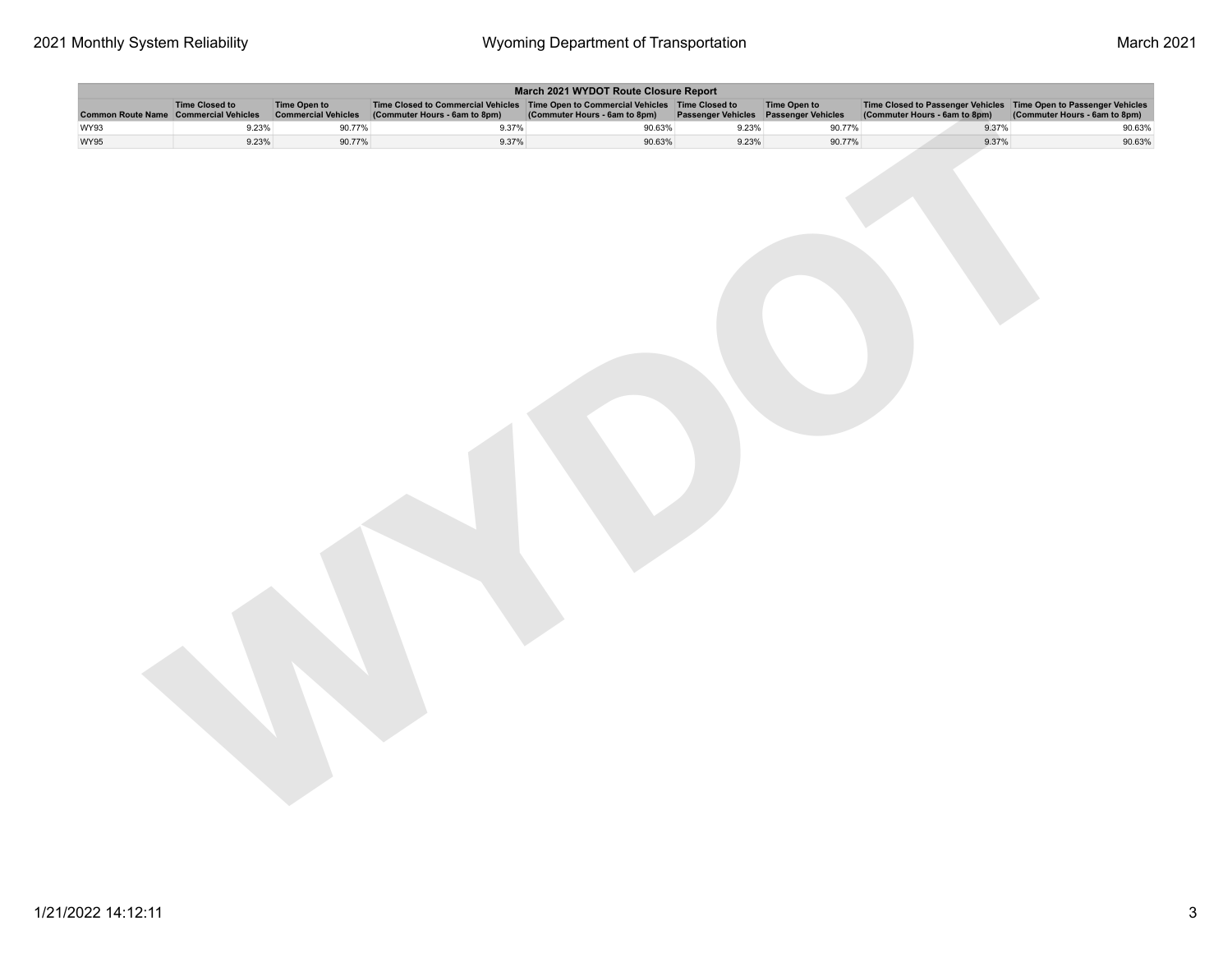| March 2021 WYDOT Route Closure Report | | | | | | | | |
|---|---|---|---|---|---|---|---|---|
| Common Route Name | Time Closed to Commercial Vehicles | Time Open to Commercial Vehicles | Time Closed to Commercial Vehicles (Commuter Hours - 6am to 8pm) | Time Open to Commercial Vehicles (Commuter Hours - 6am to 8pm) | Time Closed to Passenger Vehicles | Time Open to Passenger Vehicles | Time Closed to Passenger Vehicles (Commuter Hours - 6am to 8pm) | Time Open to Passenger Vehicles (Commuter Hours - 6am to 8pm) |
| WY93 | 9.23% | 90.77% | 9.37% | 90.63% | 9.23% | 90.77% | 9.37% | 90.63% |
| WY95 | 9.23% | 90.77% | 9.37% | 90.63% | 9.23% | 90.77% | 9.37% | 90.63% |